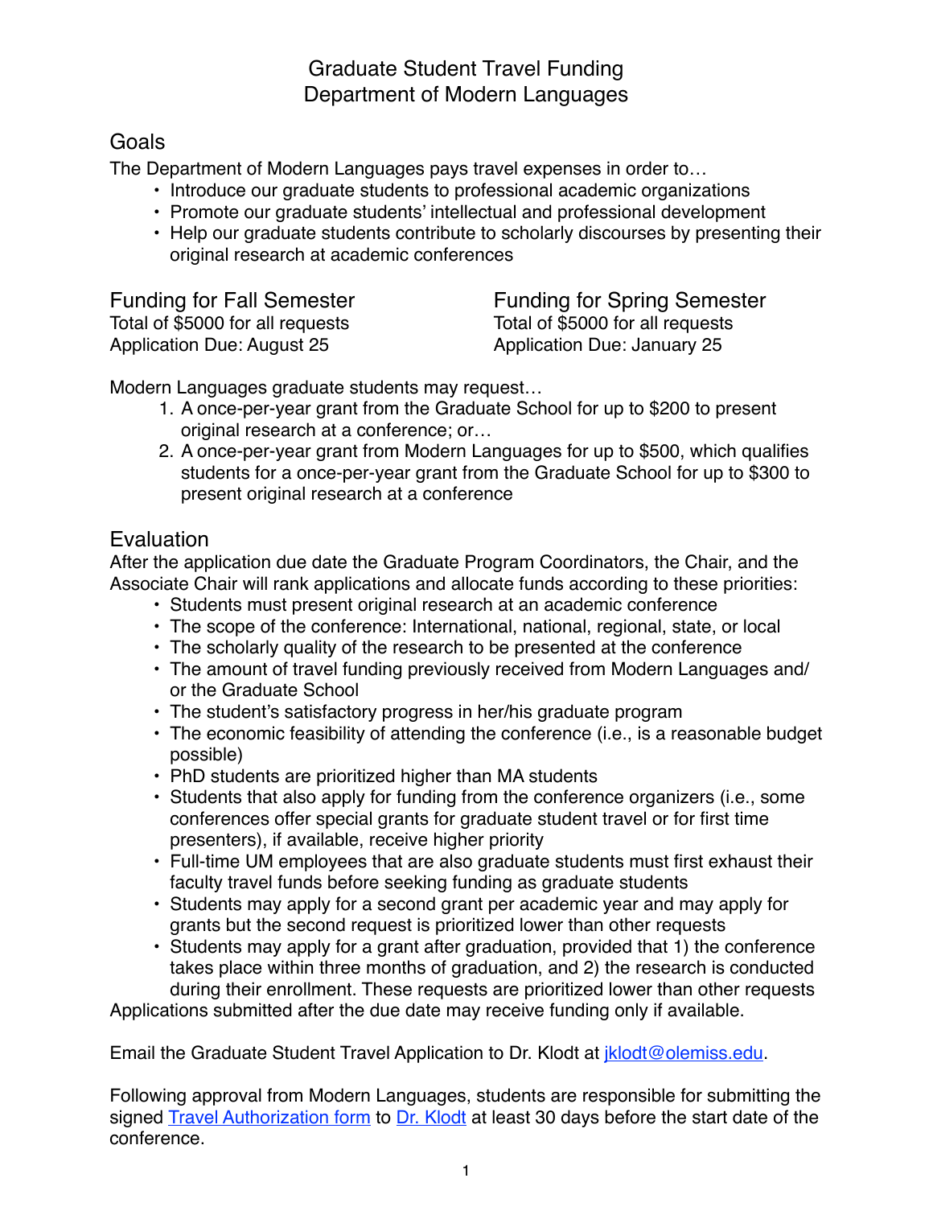# Graduate Student Travel Funding
# Department of Modern Languages

## Goals

The Department of Modern Languages pays travel expenses in order to…

- Introduce our graduate students to professional academic organizations
- Promote our graduate students' intellectual and professional development
- Help our graduate students contribute to scholarly discourses by presenting their original research at academic conferences

## Funding for Fall Semester

Total of $5000 for all requests
Application Due: August 25

## Funding for Spring Semester

Total of $5000 for all requests
Application Due: January 25

Modern Languages graduate students may request…

1. A once-per-year grant from the Graduate School for up to $200 to present original research at a conference; or…
2. A once-per-year grant from Modern Languages for up to $500, which qualifies students for a once-per-year grant from the Graduate School for up to $300 to present original research at a conference

## Evaluation

After the application due date the Graduate Program Coordinators, the Chair, and the Associate Chair will rank applications and allocate funds according to these priorities:

- Students must present original research at an academic conference
- The scope of the conference: International, national, regional, state, or local
- The scholarly quality of the research to be presented at the conference
- The amount of travel funding previously received from Modern Languages and/or the Graduate School
- The student's satisfactory progress in her/his graduate program
- The economic feasibility of attending the conference (i.e., is a reasonable budget possible)
- PhD students are prioritized higher than MA students
- Students that also apply for funding from the conference organizers (i.e., some conferences offer special grants for graduate student travel or for first time presenters), if available, receive higher priority
- Full-time UM employees that are also graduate students must first exhaust their faculty travel funds before seeking funding as graduate students
- Students may apply for a second grant per academic year and may apply for grants but the second request is prioritized lower than other requests
- Students may apply for a grant after graduation, provided that 1) the conference takes place within three months of graduation, and 2) the research is conducted during their enrollment. These requests are prioritized lower than other requests

Applications submitted after the due date may receive funding only if available.

Email the Graduate Student Travel Application to Dr. Klodt at jklodt@olemiss.edu.

Following approval from Modern Languages, students are responsible for submitting the signed Travel Authorization form to Dr. Klodt at least 30 days before the start date of the conference.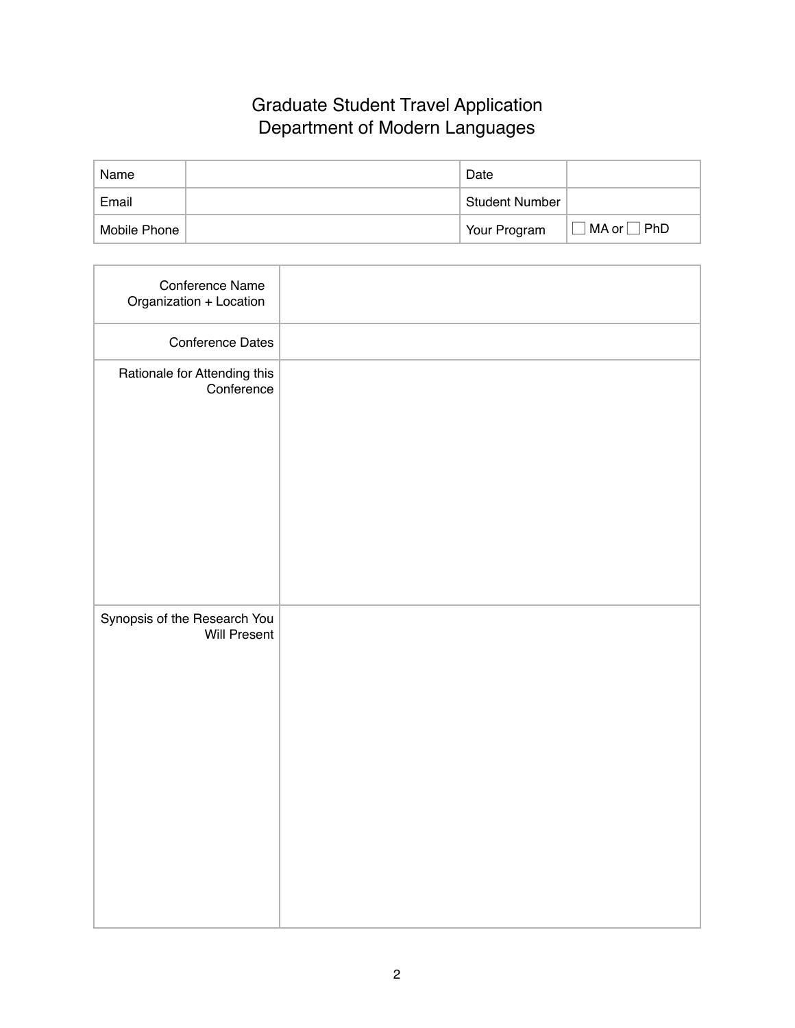# Graduate Student Travel Application
# Department of Modern Languages

| Name | | Date | |
|---|---|---|---|
| Email | | Student Number | |
| Mobile Phone | | Your Program | ☐ MA or ☐ PhD |

| Conference Name Organization + Location | |
|---|---|
| Conference Dates | |
| Rationale for Attending this Conference | |
| Synopsis of the Research You Will Present | |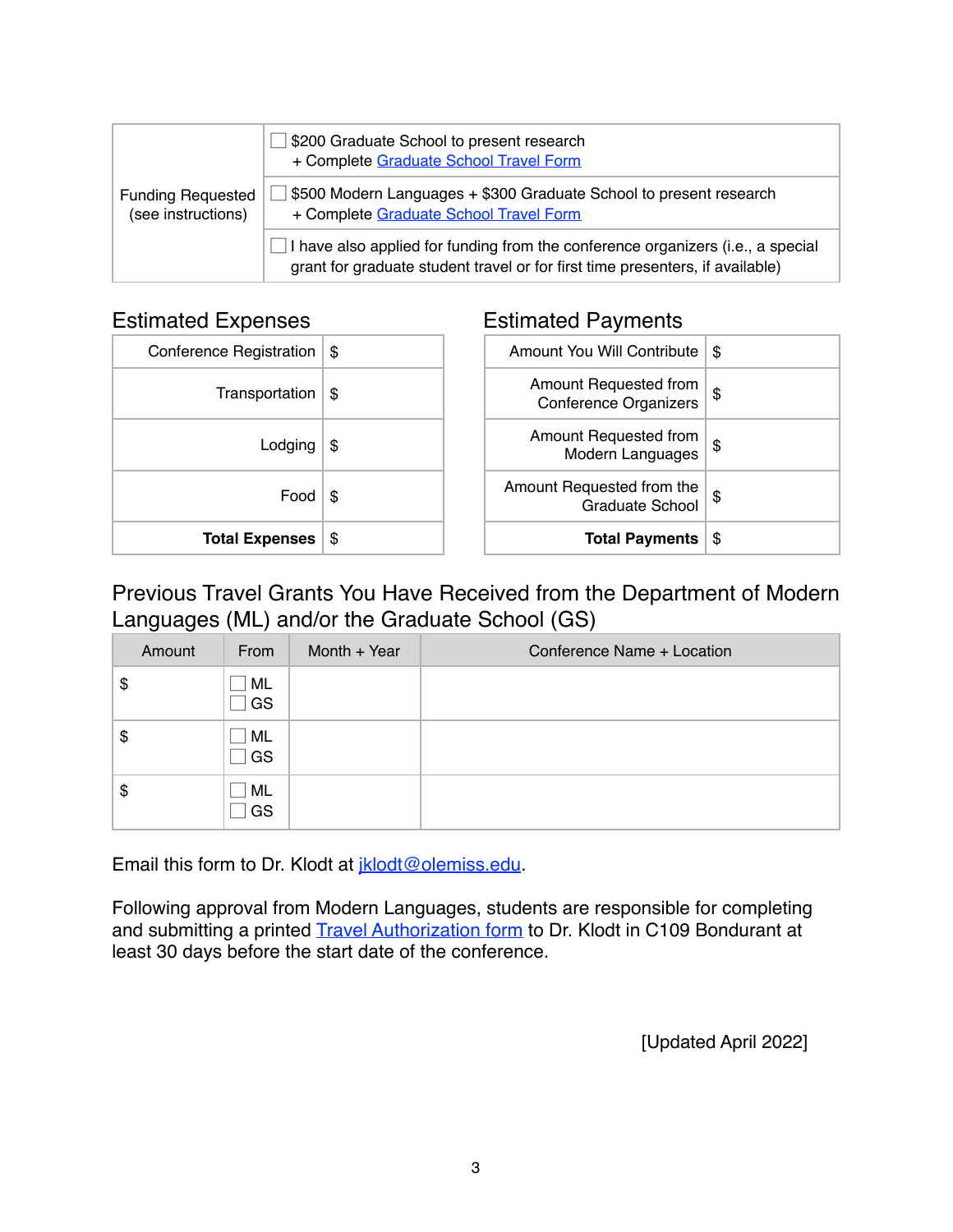| | |
|---|---|
| Funding Requested (see instructions) | ☐ $200 Graduate School to present research + Complete [Graduate School Travel Form] |
| | ☐ $500 Modern Languages + $300 Graduate School to present research + Complete [Graduate School Travel Form] |
| | ☐ I have also applied for funding from the conference organizers (i.e., a special grant for graduate student travel or for first time presenters, if available) |

## Estimated Expenses

| | |
|---|---|
| Conference Registration | $ |
| Transportation | $ |
| Lodging | $ |
| Food | $ |
| **Total Expenses** | $ |

## Estimated Payments

| | |
|---|---|
| Amount You Will Contribute | $ |
| Amount Requested from Conference Organizers | $ |
| Amount Requested from Modern Languages | $ |
| Amount Requested from the Graduate School | $ |
| **Total Payments** | $ |

## Previous Travel Grants You Have Received from the Department of Modern Languages (ML) and/or the Graduate School (GS)

| Amount | From | Month + Year | Conference Name + Location |
|---|---|---|---|
| $ | ☐ ML ☐ GS | | |
| $ | ☐ ML ☐ GS | | |
| $ | ☐ ML ☐ GS | | |

Email this form to Dr. Klodt at jklodt@olemiss.edu.

Following approval from Modern Languages, students are responsible for completing and submitting a printed Travel Authorization form to Dr. Klodt in C109 Bondurant at least 30 days before the start date of the conference.

[Updated April 2022]